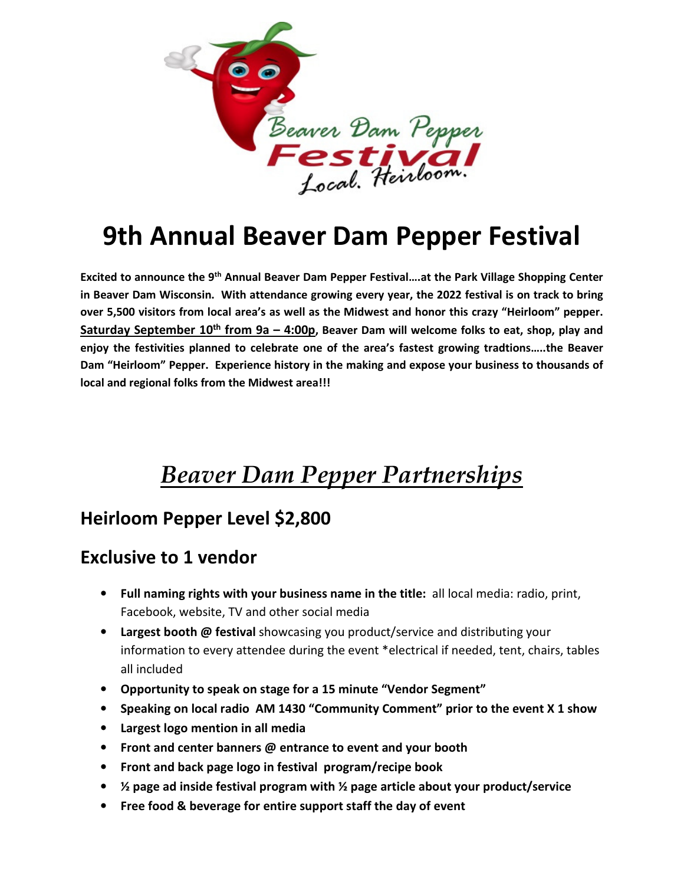Beaver Dam Pepper Festival Local. Heirloom.

# 9th Annual Beaver Dam Pepper Festival

**Excited to announce the 9th Annual Beaver Dam Pepper Festival….at the Park Village Shopping Center in Beaver Dam Wisconsin. With attendance growing every year, the 2022 festival is on track to bring over 5,500 visitors from local area's as well as the Midwest and honor this crazy "Heirloom" pepper. <u>Saturday September 10th from 9a – 4:00p</u>, Beaver Dam will welcome folks to eat, shop, play and enjoy the festivities planned to celebrate one of the area's fastest growing tradtions…..the Beaver Dam "Heirloom" Pepper. Experience history in the making and expose your business to thousands of local and regional folks from the Midwest area!!!**

# <u>*Beaver Dam Pepper Partnerships*</u>

## Heirloom Pepper Level $2,800

## Exclusive to 1 vendor

- **Full naming rights with your business name in the title:** all local media: radio, print, Facebook, website, TV and other social media
- **Largest booth @ festival** showcasing you product/service and distributing your information to every attendee during the event *electrical if needed, tent, chairs, tables all included
- **Opportunity to speak on stage for a 15 minute "Vendor Segment"**
- **Speaking on local radio AM 1430 "Community Comment" prior to the event X 1 show**
- **Largest logo mention in all media**
- **Front and center banners @ entrance to event and your booth**
- **Front and back page logo in festival program/recipe book**
- **½ page ad inside festival program with ½ page article about your product/service**
- **Free food & beverage for entire support staff the day of event**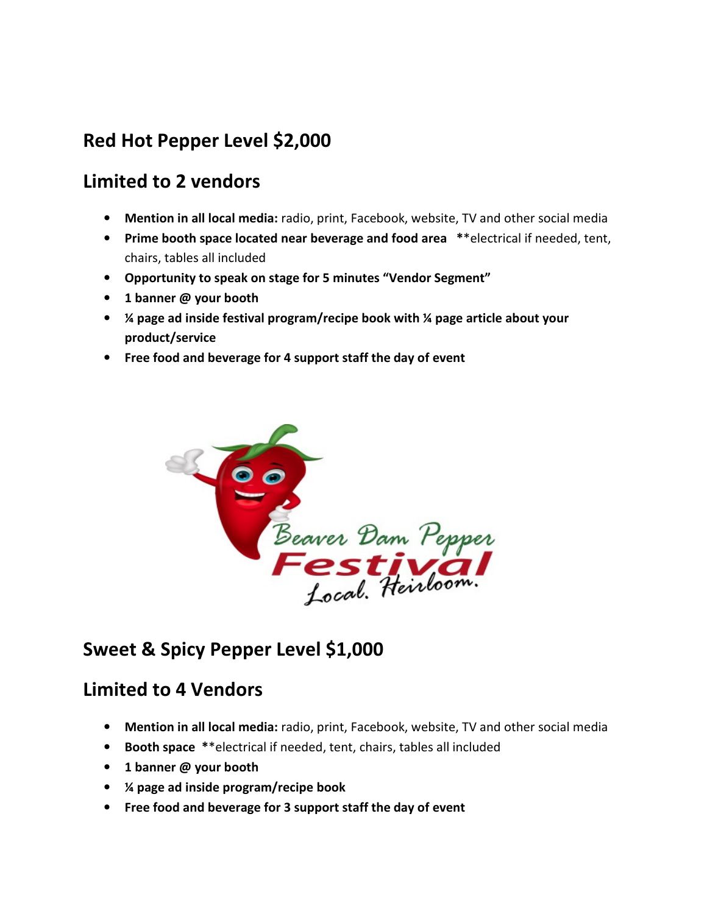## Red Hot Pepper Level $2,000

## Limited to 2 vendors

- **Mention in all local media:** radio, print, Facebook, website, TV and other social media
- **Prime booth space located near beverage and food area** **electrical if needed, tent, chairs, tables all included
- **Opportunity to speak on stage for 5 minutes "Vendor Segment"**
- **1 banner @ your booth**
- **¼ page ad inside festival program/recipe book with ¼ page article about your product/service**
- **Free food and beverage for 4 support staff the day of event**

Beaver Dam Pepper Festival
Local. Heirloom.

## Sweet & Spicy Pepper Level $1,000

## Limited to 4 Vendors

- **Mention in all local media:** radio, print, Facebook, website, TV and other social media
- **Booth space** **electrical if needed, tent, chairs, tables all included
- **1 banner @ your booth**
- **¼ page ad inside program/recipe book**
- **Free food and beverage for 3 support staff the day of event**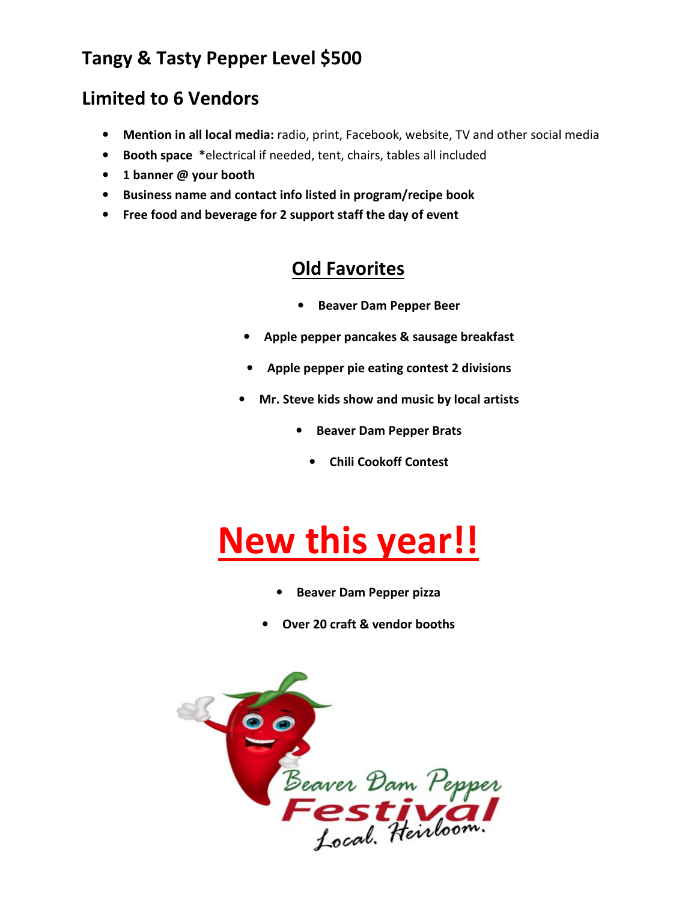## Tangy & Tasty Pepper Level $500

## Limited to 6 Vendors

- **Mention in all local media:** radio, print, Facebook, website, TV and other social media
- **Booth space** *electrical if needed, tent, chairs, tables all included
- **1 banner @ your booth**
- **Business name and contact info listed in program/recipe book**
- **Free food and beverage for 2 support staff the day of event**

## Old Favorites

- **Beaver Dam Pepper Beer**
- **Apple pepper pancakes & sausage breakfast**
- **Apple pepper pie eating contest 2 divisions**
- **Mr. Steve kids show and music by local artists**
- **Beaver Dam Pepper Brats**
- **Chili Cookoff Contest**

# New this year!!

- **Beaver Dam Pepper pizza**
- **Over 20 craft & vendor booths**

Beaver Dam Pepper Festival
Local. Heirloom.